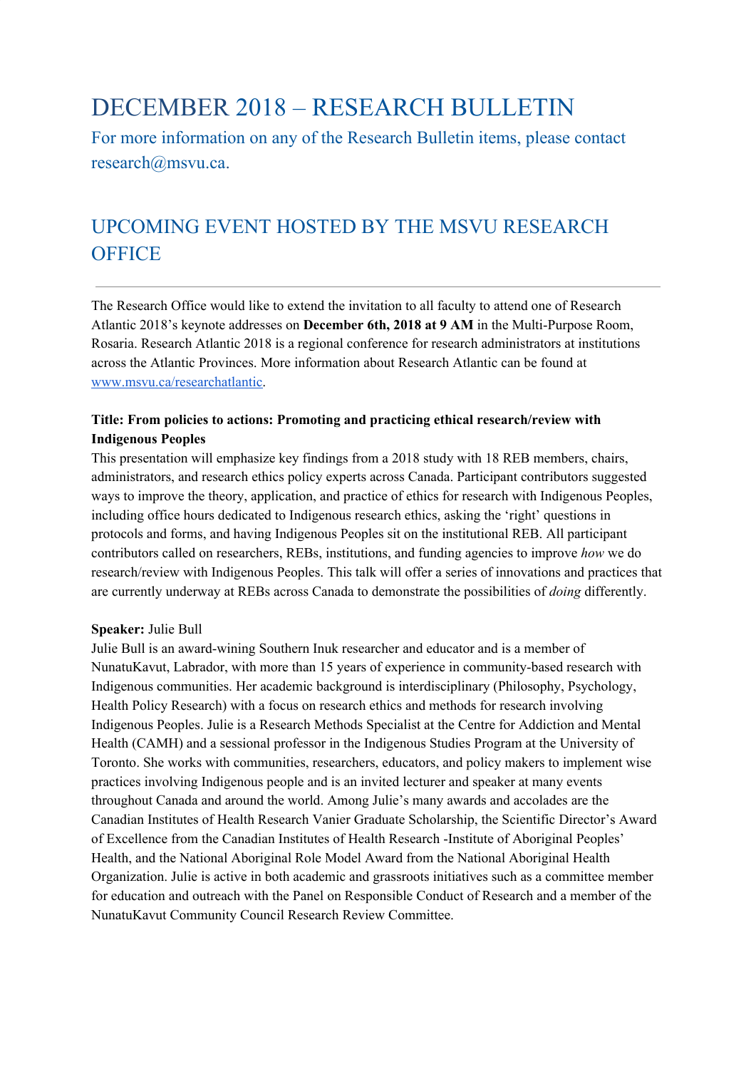# DECEMBER 2018 – RESEARCH BULLETIN

For more information on any of the Research Bulletin items, please contact research@msvu.ca.

## UPCOMING EVENT HOSTED BY THE MSVU RESEARCH OFFICE

---

The Research Office would like to extend the invitation to all faculty to attend one of Research Atlantic 2018's keynote addresses on **December 6th, 2018 at 9 AM** in the Multi-Purpose Room, Rosaria. Research Atlantic 2018 is a regional conference for research administrators at institutions across the Atlantic Provinces. More information about Research Atlantic can be found at [www.msvu.ca/researchatlantic](www.msvu.ca/researchatlantic).

**Title: From policies to actions: Promoting and practicing ethical research/review with Indigenous Peoples**

This presentation will emphasize key findings from a 2018 study with 18 REB members, chairs, administrators, and research ethics policy experts across Canada. Participant contributors suggested ways to improve the theory, application, and practice of ethics for research with Indigenous Peoples, including office hours dedicated to Indigenous research ethics, asking the 'right' questions in protocols and forms, and having Indigenous Peoples sit on the institutional REB. All participant contributors called on researchers, REBs, institutions, and funding agencies to improve *how* we do research/review with Indigenous Peoples. This talk will offer a series of innovations and practices that are currently underway at REBs across Canada to demonstrate the possibilities of *doing* differently.

**Speaker:** Julie Bull

Julie Bull is an award-wining Southern Inuk researcher and educator and is a member of NunatuKavut, Labrador, with more than 15 years of experience in community-based research with Indigenous communities. Her academic background is interdisciplinary (Philosophy, Psychology, Health Policy Research) with a focus on research ethics and methods for research involving Indigenous Peoples. Julie is a Research Methods Specialist at the Centre for Addiction and Mental Health (CAMH) and a sessional professor in the Indigenous Studies Program at the University of Toronto. She works with communities, researchers, educators, and policy makers to implement wise practices involving Indigenous people and is an invited lecturer and speaker at many events throughout Canada and around the world. Among Julie's many awards and accolades are the Canadian Institutes of Health Research Vanier Graduate Scholarship, the Scientific Director's Award of Excellence from the Canadian Institutes of Health Research -Institute of Aboriginal Peoples' Health, and the National Aboriginal Role Model Award from the National Aboriginal Health Organization. Julie is active in both academic and grassroots initiatives such as a committee member for education and outreach with the Panel on Responsible Conduct of Research and a member of the NunatuKavut Community Council Research Review Committee.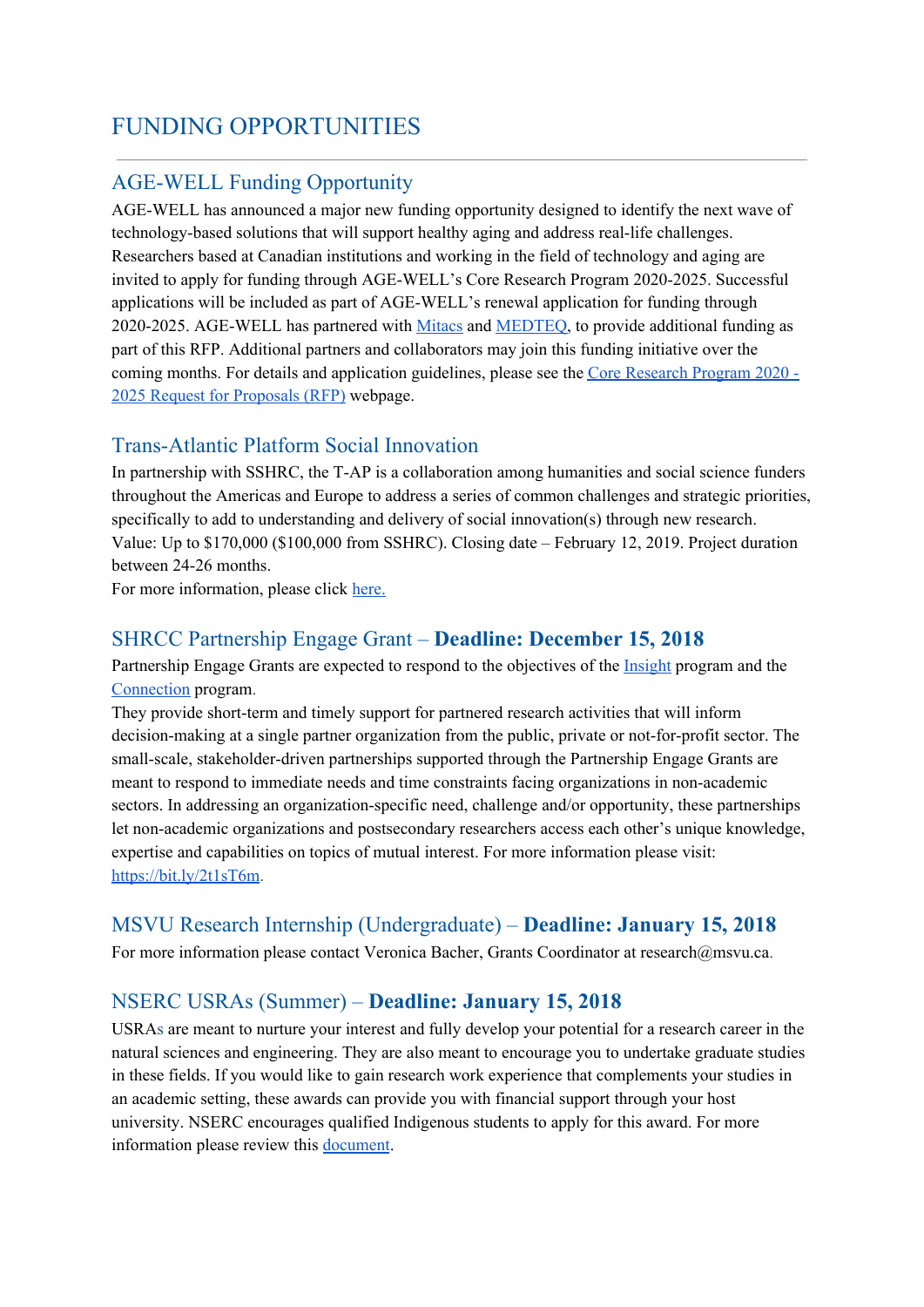# FUNDING OPPORTUNITIES

---

## AGE-WELL Funding Opportunity

AGE-WELL has announced a major new funding opportunity designed to identify the next wave of technology-based solutions that will support healthy aging and address real-life challenges. Researchers based at Canadian institutions and working in the field of technology and aging are invited to apply for funding through AGE-WELL's Core Research Program 2020-2025. Successful applications will be included as part of AGE-WELL's renewal application for funding through 2020-2025. AGE-WELL has partnered with Mitacs and MEDTEQ, to provide additional funding as part of this RFP. Additional partners and collaborators may join this funding initiative over the coming months. For details and application guidelines, please see the Core Research Program 2020 - 2025 Request for Proposals (RFP) webpage.

## Trans-Atlantic Platform Social Innovation

In partnership with SSHRC, the T-AP is a collaboration among humanities and social science funders throughout the Americas and Europe to address a series of common challenges and strategic priorities, specifically to add to understanding and delivery of social innovation(s) through new research. Value: Up to $170,000 ($100,000 from SSHRC). Closing date – February 12, 2019. Project duration between 24-26 months.

For more information, please click here.

## SHRCC Partnership Engage Grant – **Deadline: December 15, 2018**

Partnership Engage Grants are expected to respond to the objectives of the Insight program and the Connection program.

They provide short-term and timely support for partnered research activities that will inform decision-making at a single partner organization from the public, private or not-for-profit sector. The small-scale, stakeholder-driven partnerships supported through the Partnership Engage Grants are meant to respond to immediate needs and time constraints facing organizations in non-academic sectors. In addressing an organization-specific need, challenge and/or opportunity, these partnerships let non-academic organizations and postsecondary researchers access each other's unique knowledge, expertise and capabilities on topics of mutual interest. For more information please visit: https://bit.ly/2t1sT6m.

## MSVU Research Internship (Undergraduate) – **Deadline: January 15, 2018**

For more information please contact Veronica Bacher, Grants Coordinator at research@msvu.ca.

## NSERC USRAs (Summer) – **Deadline: January 15, 2018**

USRAs are meant to nurture your interest and fully develop your potential for a research career in the natural sciences and engineering. They are also meant to encourage you to undertake graduate studies in these fields. If you would like to gain research work experience that complements your studies in an academic setting, these awards can provide you with financial support through your host university. NSERC encourages qualified Indigenous students to apply for this award. For more information please review this document.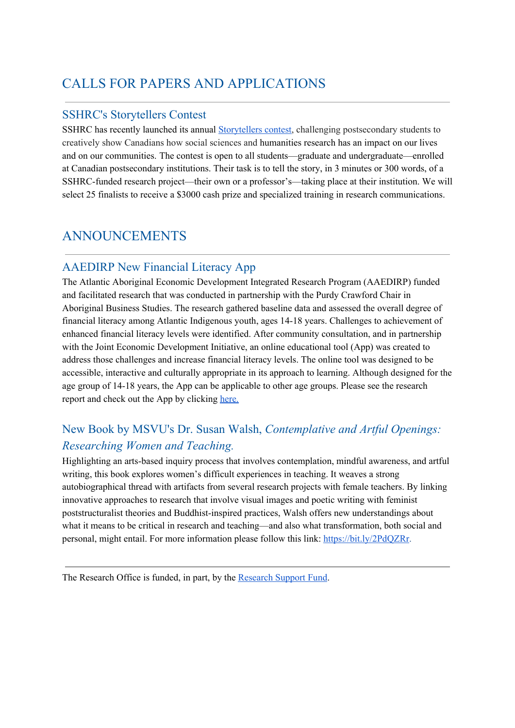# CALLS FOR PAPERS AND APPLICATIONS

---

## SSHRC's Storytellers Contest

SSHRC has recently launched its annual [Storytellers contest](), challenging postsecondary students to creatively show Canadians how social sciences and humanities research has an impact on our lives and on our communities. The contest is open to all students—graduate and undergraduate—enrolled at Canadian postsecondary institutions. Their task is to tell the story, in 3 minutes or 300 words, of a SSHRC-funded research project—their own or a professor's—taking place at their institution. We will select 25 finalists to receive a $3000 cash prize and specialized training in research communications.

# ANNOUNCEMENTS

---

## AAEDIRP New Financial Literacy App

The Atlantic Aboriginal Economic Development Integrated Research Program (AAEDIRP) funded and facilitated research that was conducted in partnership with the Purdy Crawford Chair in Aboriginal Business Studies. The research gathered baseline data and assessed the overall degree of financial literacy among Atlantic Indigenous youth, ages 14-18 years. Challenges to achievement of enhanced financial literacy levels were identified. After community consultation, and in partnership with the Joint Economic Development Initiative, an online educational tool (App) was created to address those challenges and increase financial literacy levels. The online tool was designed to be accessible, interactive and culturally appropriate in its approach to learning. Although designed for the age group of 14-18 years, the App can be applicable to other age groups. Please see the research report and check out the App by clicking [here.]()

## New Book by MSVU's Dr. Susan Walsh, *Contemplative and Artful Openings: Researching Women and Teaching.*

Highlighting an arts-based inquiry process that involves contemplation, mindful awareness, and artful writing, this book explores women's difficult experiences in teaching. It weaves a strong autobiographical thread with artifacts from several research projects with female teachers. By linking innovative approaches to research that involve visual images and poetic writing with feminist poststructuralist theories and Buddhist-inspired practices, Walsh offers new understandings about what it means to be critical in research and teaching—and also what transformation, both social and personal, might entail. For more information please follow this link: [https://bit.ly/2PdQZRr](https://bit.ly/2PdQZRr).

---

The Research Office is funded, in part, by the [Research Support Fund]().